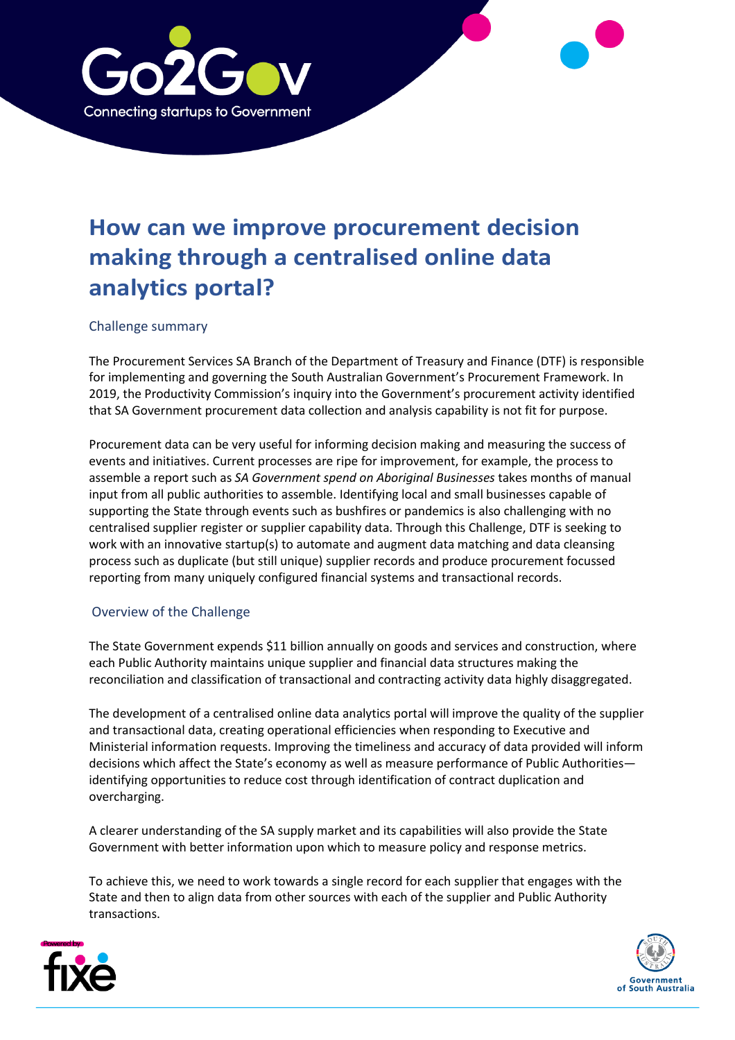# How can we improve procurement decision making through a centralised online data analytics portal?

## Challenge summary

The Procurement Services SA Branch of the Department of Treasury and Finance (DTF) is responsible for implementing and governing the South Australian Government's Procurement Framework. In 2019, the Productivity Commission's inquiry into the Government's procurement activity identified that SA Government procurement data collection and analysis capability is not fit for purpose.

Procurement data can be very useful for informing decision making and measuring the success of events and initiatives. Current processes are ripe for improvement, for example, the process to assemble a report such as *SA Government spend on Aboriginal Businesses* takes months of manual input from all public authorities to assemble. Identifying local and small businesses capable of supporting the State through events such as bushfires or pandemics is also challenging with no centralised supplier register or supplier capability data. Through this Challenge, DTF is seeking to work with an innovative startup(s) to automate and augment data matching and data cleansing process such as duplicate (but still unique) supplier records and produce procurement focussed reporting from many uniquely configured financial systems and transactional records.

## Overview of the Challenge

The State Government expends $11 billion annually on goods and services and construction, where each Public Authority maintains unique supplier and financial data structures making the reconciliation and classification of transactional and contracting activity data highly disaggregated.

The development of a centralised online data analytics portal will improve the quality of the supplier and transactional data, creating operational efficiencies when responding to Executive and Ministerial information requests. Improving the timeliness and accuracy of data provided will inform decisions which affect the State's economy as well as measure performance of Public Authorities—identifying opportunities to reduce cost through identification of contract duplication and overcharging.

A clearer understanding of the SA supply market and its capabilities will also provide the State Government with better information upon which to measure policy and response metrics.

To achieve this, we need to work towards a single record for each supplier that engages with the State and then to align data from other sources with each of the supplier and Public Authority transactions.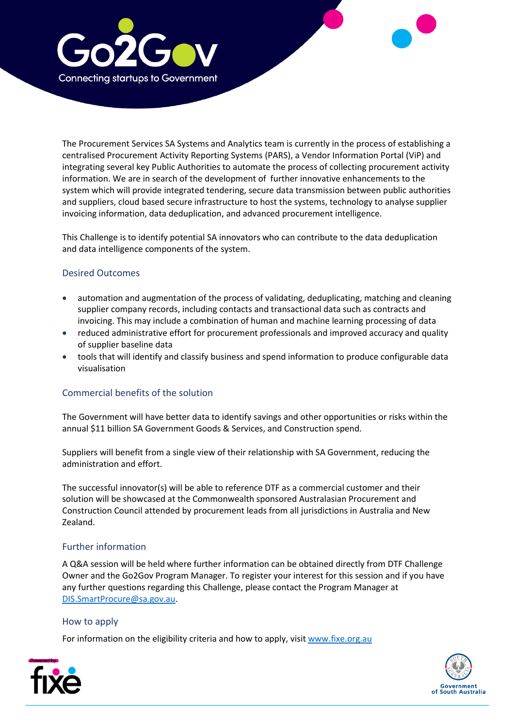The Procurement Services SA Systems and Analytics team is currently in the process of establishing a centralised Procurement Activity Reporting Systems (PARS), a Vendor Information Portal (ViP) and integrating several key Public Authorities to automate the process of collecting procurement activity information. We are in search of the development of further innovative enhancements to the system which will provide integrated tendering, secure data transmission between public authorities and suppliers, cloud based secure infrastructure to host the systems, technology to analyse supplier invoicing information, data deduplication, and advanced procurement intelligence.

This Challenge is to identify potential SA innovators who can contribute to the data deduplication and data intelligence components of the system.

## Desired Outcomes

- automation and augmentation of the process of validating, deduplicating, matching and cleaning supplier company records, including contacts and transactional data such as contracts and invoicing. This may include a combination of human and machine learning processing of data
- reduced administrative effort for procurement professionals and improved accuracy and quality of supplier baseline data
- tools that will identify and classify business and spend information to produce configurable data visualisation

## Commercial benefits of the solution

The Government will have better data to identify savings and other opportunities or risks within the annual $11 billion SA Government Goods & Services, and Construction spend.

Suppliers will benefit from a single view of their relationship with SA Government, reducing the administration and effort.

The successful innovator(s) will be able to reference DTF as a commercial customer and their solution will be showcased at the Commonwealth sponsored Australasian Procurement and Construction Council attended by procurement leads from all jurisdictions in Australia and New Zealand.

## Further information

A Q&A session will be held where further information can be obtained directly from DTF Challenge Owner and the Go2Gov Program Manager. To register your interest for this session and if you have any further questions regarding this Challenge, please contact the Program Manager at DIS.SmartProcure@sa.gov.au.

## How to apply

For information on the eligibility criteria and how to apply, visit www.fixe.org.au